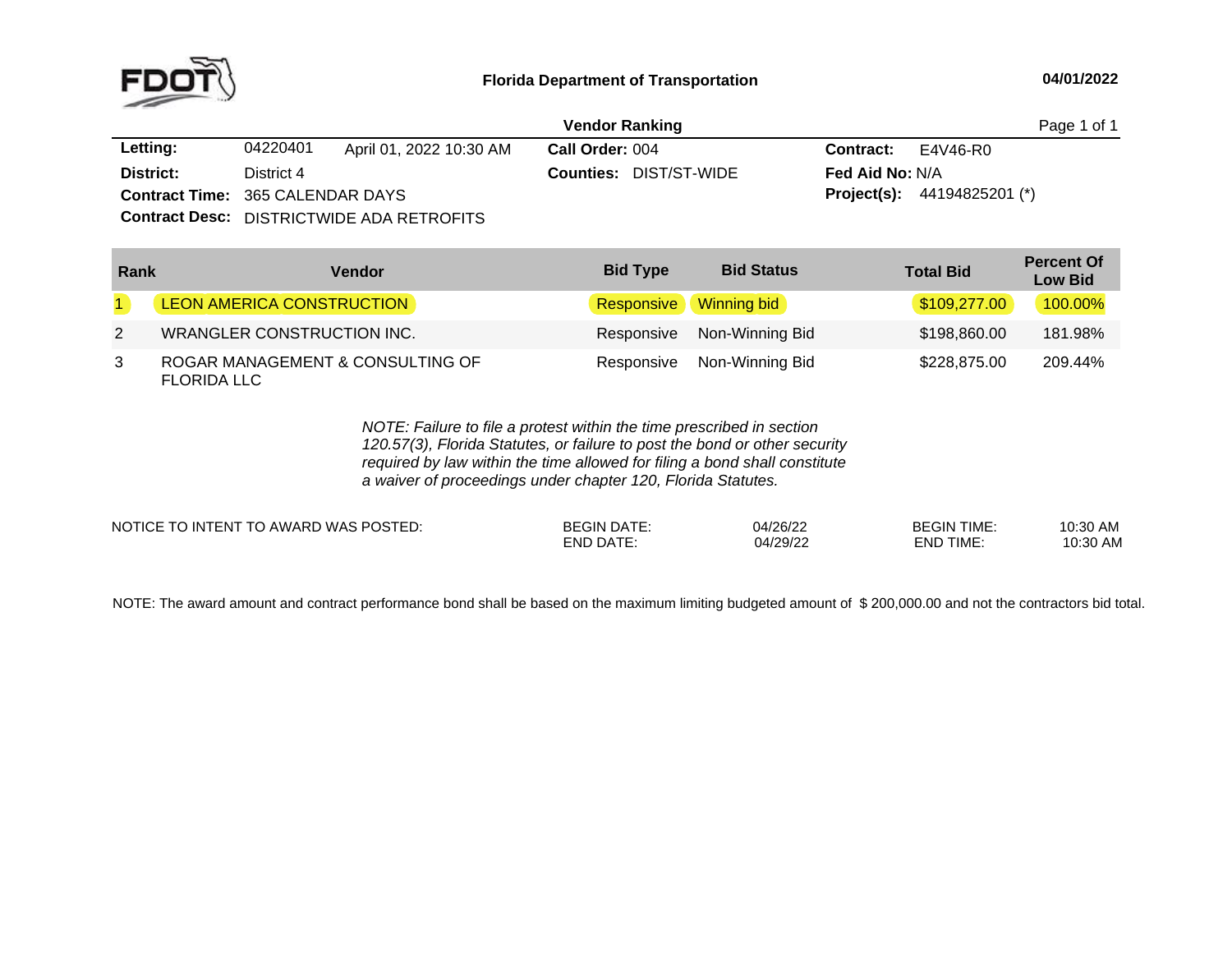# Florida Department of Transportation

04/01/2022

## Vendor Ranking

| | | | | |
|---|---|---|---|---|
| **Letting:** | 04220401 April 01, 2022 10:30 AM | **Call Order:** 004 | **Contract:** | E4V46-R0 |
| **District:** | District 4 | **Counties:** DIST/ST-WIDE | **Fed Aid No:** | N/A |
| **Contract Time:** | 365 CALENDAR DAYS | | **Project(s):** | 44194825201 (*) |
| **Contract Desc:** | DISTRICTWIDE ADA RETROFITS | | | |

| Rank | Vendor | Bid Type | Bid Status | Total Bid | Percent Of Low Bid |
|---|---|---|---|---|---|
| 1 | LEON AMERICA CONSTRUCTION | Responsive | Winning bid | $109,277.00 | 100.00% |
| 2 | WRANGLER CONSTRUCTION INC. | Responsive | Non-Winning Bid | $198,860.00 | 181.98% |
| 3 | ROGAR MANAGEMENT & CONSULTING OF FLORIDA LLC | Responsive | Non-Winning Bid | $228,875.00 | 209.44% |

*NOTE: Failure to file a protest within the time prescribed in section 120.57(3), Florida Statutes, or failure to post the bond or other security required by law within the time allowed for filing a bond shall constitute a waiver of proceedings under chapter 120, Florida Statutes.*

| NOTICE TO INTENT TO AWARD WAS POSTED: | | | | |
|---|---|---|---|---|
| | BEGIN DATE: | 04/26/22 | BEGIN TIME: | 10:30 AM |
| | END DATE: | 04/29/22 | END TIME: | 10:30 AM |

NOTE: The award amount and contract performance bond shall be based on the maximum limiting budgeted amount of $ 200,000.00 and not the contractors bid total.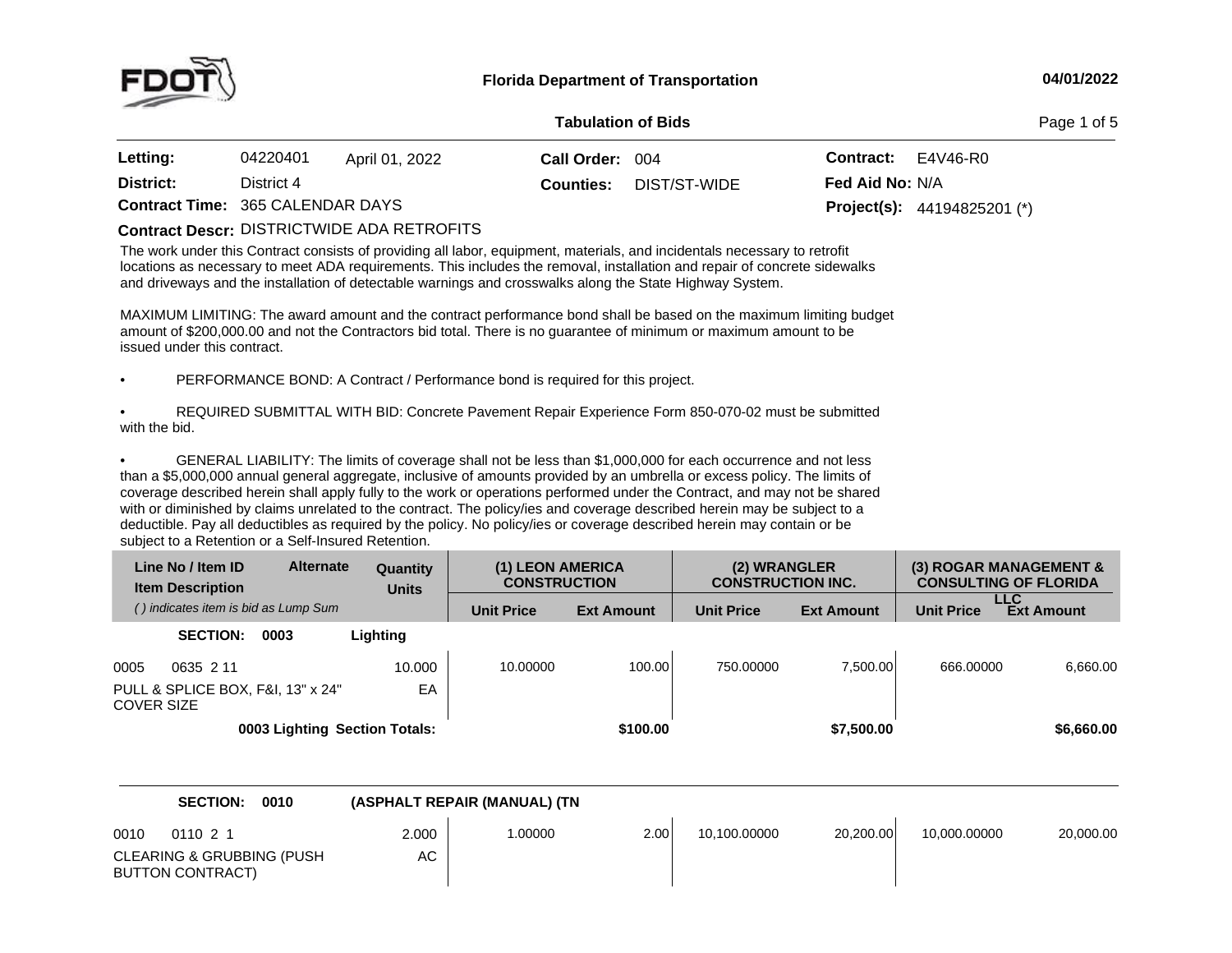**Florida Department of Transportation** **04/01/2022**

**Tabulation of Bids**

| | | | | | |
|---|---|---|---|---|---|
| **Letting:** | 04220401 | April 01, 2022 | **Call Order:** 004 | **Contract:** | E4V46-R0 |
| **District:** | District 4 | | **Counties:** DIST/ST-WIDE | **Fed Aid No:** | N/A |
| **Contract Time:** | 365 CALENDAR DAYS | | | **Project(s):** | 44194825201 (*) |

**Contract Descr:** DISTRICTWIDE ADA RETROFITS

The work under this Contract consists of providing all labor, equipment, materials, and incidentals necessary to retrofit locations as necessary to meet ADA requirements. This includes the removal, installation and repair of concrete sidewalks and driveways and the installation of detectable warnings and crosswalks along the State Highway System.

MAXIMUM LIMITING: The award amount and the contract performance bond shall be based on the maximum limiting budget amount of $200,000.00 and not the Contractors bid total. There is no guarantee of minimum or maximum amount to be issued under this contract.

- PERFORMANCE BOND: A Contract / Performance bond is required for this project.

- REQUIRED SUBMITTAL WITH BID: Concrete Pavement Repair Experience Form 850-070-02 must be submitted with the bid.

- GENERAL LIABILITY: The limits of coverage shall not be less than $1,000,000 for each occurrence and not less than a $5,000,000 annual general aggregate, inclusive of amounts provided by an umbrella or excess policy. The limits of coverage described herein shall apply fully to the work or operations performed under the Contract, and may not be shared with or diminished by claims unrelated to the contract. The policy/ies and coverage described herein may be subject to a deductible. Pay all deductibles as required by the policy. No policy/ies or coverage described herein may contain or be subject to a Retention or a Self-Insured Retention.

| Line No / Item ID / Item Description ( ) indicates item is bid as Lump Sum | Alternate | Quantity Units | (1) LEON AMERICA CONSTRUCTION | | (2) WRANGLER CONSTRUCTION INC. | | (3) ROGAR MANAGEMENT & CONSULTING OF FLORIDA LLC | |
|---|---|---|---|---|---|---|---|---|
| | | | Unit Price | Ext Amount | Unit Price | Ext Amount | Unit Price | Ext Amount |
| **SECTION: 0003** | | **Lighting** | | | | | | |
| 0005 0635 2 11 PULL & SPLICE BOX, F&I, 13" x 24" COVER SIZE | | 10.000 EA | 10.00000 | 100.00 | 750.00000 | 7,500.00 | 666.00000 | 6,660.00 |
| **0003 Lighting Section Totals:** | | | | **$100.00** | | **$7,500.00** | | **$6,660.00** |
| **SECTION: 0010** | | **(ASPHALT REPAIR (MANUAL) (TN** | | | | | | |
| 0010 0110 2 1 CLEARING & GRUBBING (PUSH BUTTON CONTRACT) | | 2.000 AC | 1.00000 | 2.00 | 10,100.00000 | 20,200.00 | 10,000.00000 | 20,000.00 |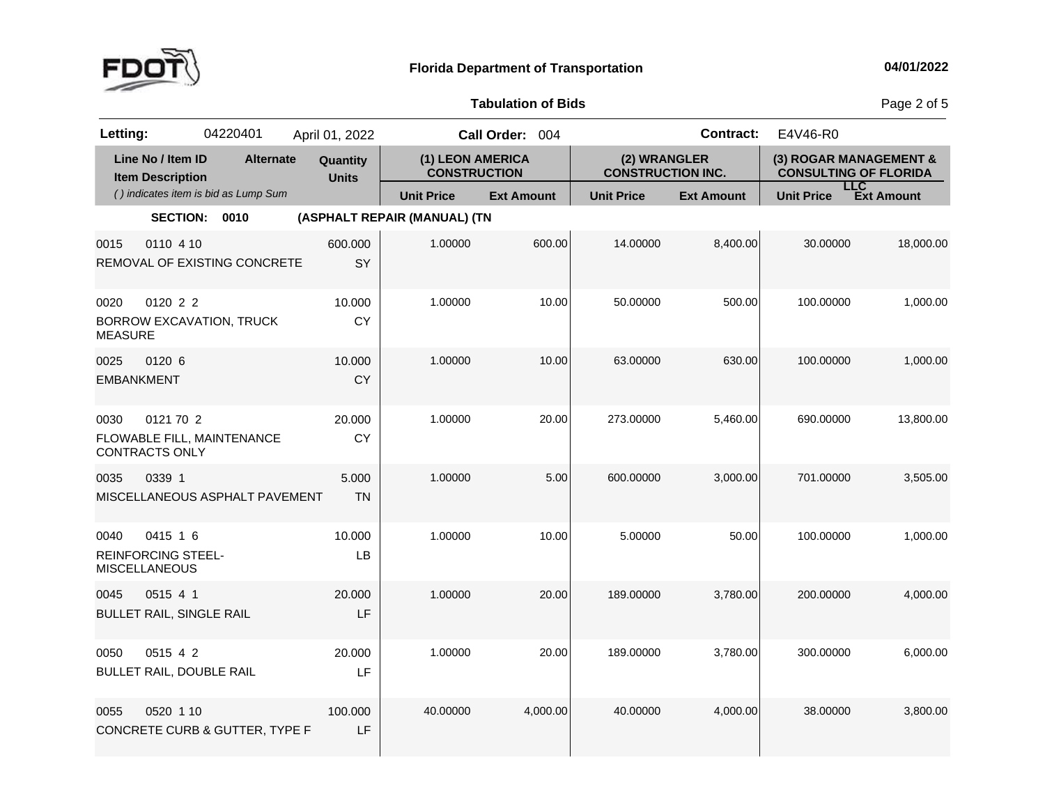**Florida Department of Transportation** 04/01/2022

**Tabulation of Bids**

**Letting:** 04220401 April 01, 2022 **Call Order:** 004 **Contract:** E4V46-R0

| Line No / Item ID<br>Item Description<br>*( ) indicates item is bid as Lump Sum* | Alternate | Quantity<br>Units | (1) LEON AMERICA CONSTRUCTION | | (2) WRANGLER CONSTRUCTION INC. | | (3) ROGAR MANAGEMENT & CONSULTING OF FLORIDA LLC | |
|---|---|---|---|---|---|---|---|---|
| | | | Unit Price | Ext Amount | Unit Price | Ext Amount | Unit Price | Ext Amount |
| **SECTION: 0010** | | **(ASPHALT REPAIR (MANUAL) (TN** | | | | | | |
| 0015 0110 4 10<br>REMOVAL OF EXISTING CONCRETE | | 600.000<br>SY | 1.00000 | 600.00 | 14.00000 | 8,400.00 | 30.00000 | 18,000.00 |
| 0020 0120 2 2<br>BORROW EXCAVATION, TRUCK MEASURE | | 10.000<br>CY | 1.00000 | 10.00 | 50.00000 | 500.00 | 100.00000 | 1,000.00 |
| 0025 0120 6<br>EMBANKMENT | | 10.000<br>CY | 1.00000 | 10.00 | 63.00000 | 630.00 | 100.00000 | 1,000.00 |
| 0030 0121 70 2<br>FLOWABLE FILL, MAINTENANCE CONTRACTS ONLY | | 20.000<br>CY | 1.00000 | 20.00 | 273.00000 | 5,460.00 | 690.00000 | 13,800.00 |
| 0035 0339 1<br>MISCELLANEOUS ASPHALT PAVEMENT | | 5.000<br>TN | 1.00000 | 5.00 | 600.00000 | 3,000.00 | 701.00000 | 3,505.00 |
| 0040 0415 1 6<br>REINFORCING STEEL- MISCELLANEOUS | | 10.000<br>LB | 1.00000 | 10.00 | 5.00000 | 50.00 | 100.00000 | 1,000.00 |
| 0045 0515 4 1<br>BULLET RAIL, SINGLE RAIL | | 20.000<br>LF | 1.00000 | 20.00 | 189.00000 | 3,780.00 | 200.00000 | 4,000.00 |
| 0050 0515 4 2<br>BULLET RAIL, DOUBLE RAIL | | 20.000<br>LF | 1.00000 | 20.00 | 189.00000 | 3,780.00 | 300.00000 | 6,000.00 |
| 0055 0520 1 10<br>CONCRETE CURB & GUTTER, TYPE F | | 100.000<br>LF | 40.00000 | 4,000.00 | 40.00000 | 4,000.00 | 38.00000 | 3,800.00 |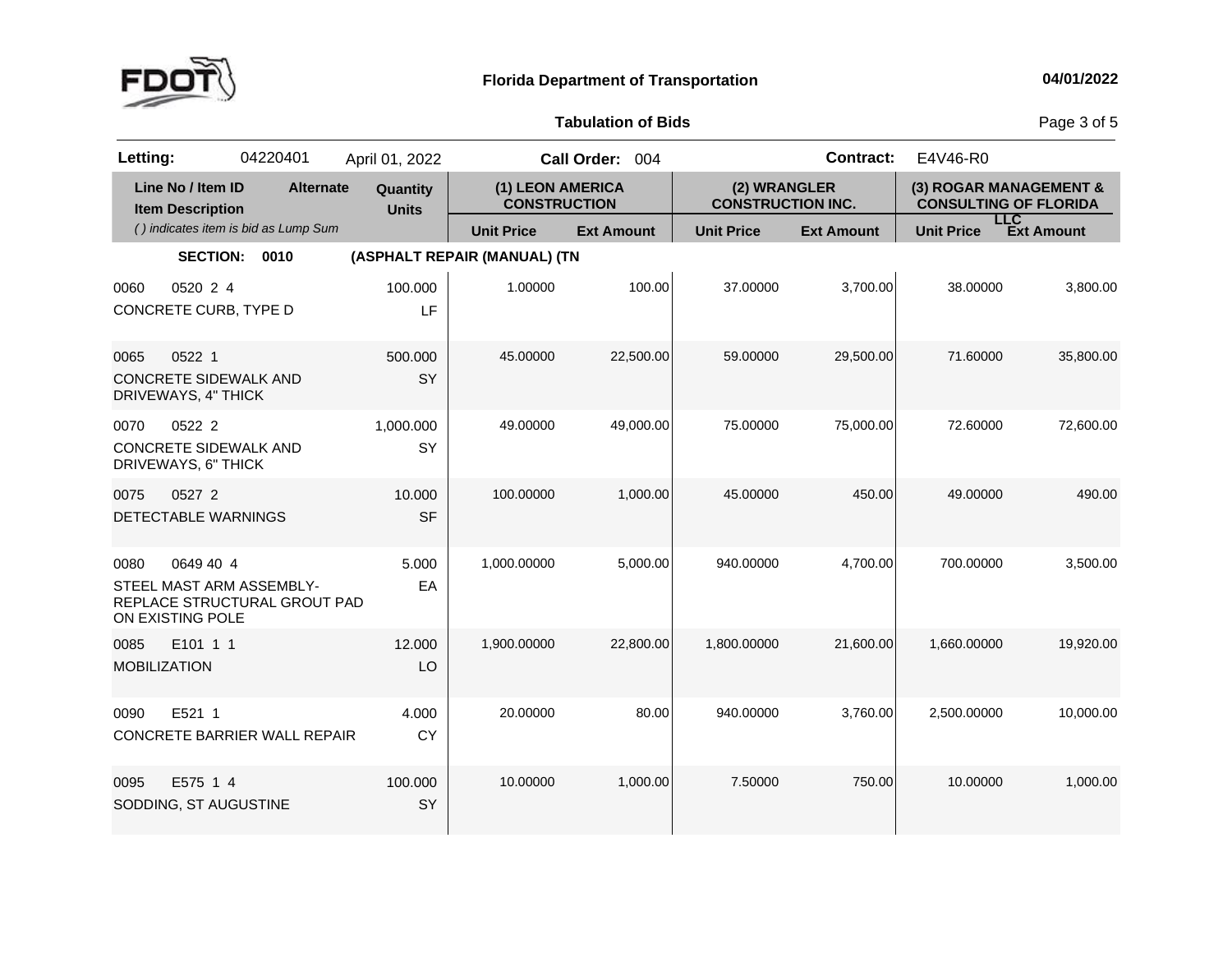**Florida Department of Transportation** — 04/01/2022

**Tabulation of Bids**

| **Letting:** 04220401 | April 01, 2022 | **Call Order:** 004 | **Contract:** E4V46-R0 |
|---|---|---|---|

| Line No / Item ID / Item Description ( ) indicates item is bid as Lump Sum | Alternate | Quantity / Units | (1) LEON AMERICA CONSTRUCTION | | (2) WRANGLER CONSTRUCTION INC. | | (3) ROGAR MANAGEMENT & CONSULTING OF FLORIDA LLC | |
|---|---|---|---|---|---|---|---|---|
| | | | Unit Price | Ext Amount | Unit Price | Ext Amount | Unit Price | Ext Amount |
| **SECTION: 0010** | | **(ASPHALT REPAIR (MANUAL) (TN** | | | | | | |
| 0060 0520 2 4 CONCRETE CURB, TYPE D | | 100.000 LF | 1.00000 | 100.00 | 37.00000 | 3,700.00 | 38.00000 | 3,800.00 |
| 0065 0522 1 CONCRETE SIDEWALK AND DRIVEWAYS, 4" THICK | | 500.000 SY | 45.00000 | 22,500.00 | 59.00000 | 29,500.00 | 71.60000 | 35,800.00 |
| 0070 0522 2 CONCRETE SIDEWALK AND DRIVEWAYS, 6" THICK | | 1,000.000 SY | 49.00000 | 49,000.00 | 75.00000 | 75,000.00 | 72.60000 | 72,600.00 |
| 0075 0527 2 DETECTABLE WARNINGS | | 10.000 SF | 100.00000 | 1,000.00 | 45.00000 | 450.00 | 49.00000 | 490.00 |
| 0080 0649 40 4 STEEL MAST ARM ASSEMBLY-REPLACE STRUCTURAL GROUT PAD ON EXISTING POLE | | 5.000 EA | 1,000.00000 | 5,000.00 | 940.00000 | 4,700.00 | 700.00000 | 3,500.00 |
| 0085 E101 1 1 MOBILIZATION | | 12.000 LO | 1,900.00000 | 22,800.00 | 1,800.00000 | 21,600.00 | 1,660.00000 | 19,920.00 |
| 0090 E521 1 CONCRETE BARRIER WALL REPAIR | | 4.000 CY | 20.00000 | 80.00 | 940.00000 | 3,760.00 | 2,500.00000 | 10,000.00 |
| 0095 E575 1 4 SODDING, ST AUGUSTINE | | 100.000 SY | 10.00000 | 1,000.00 | 7.50000 | 750.00 | 10.00000 | 1,000.00 |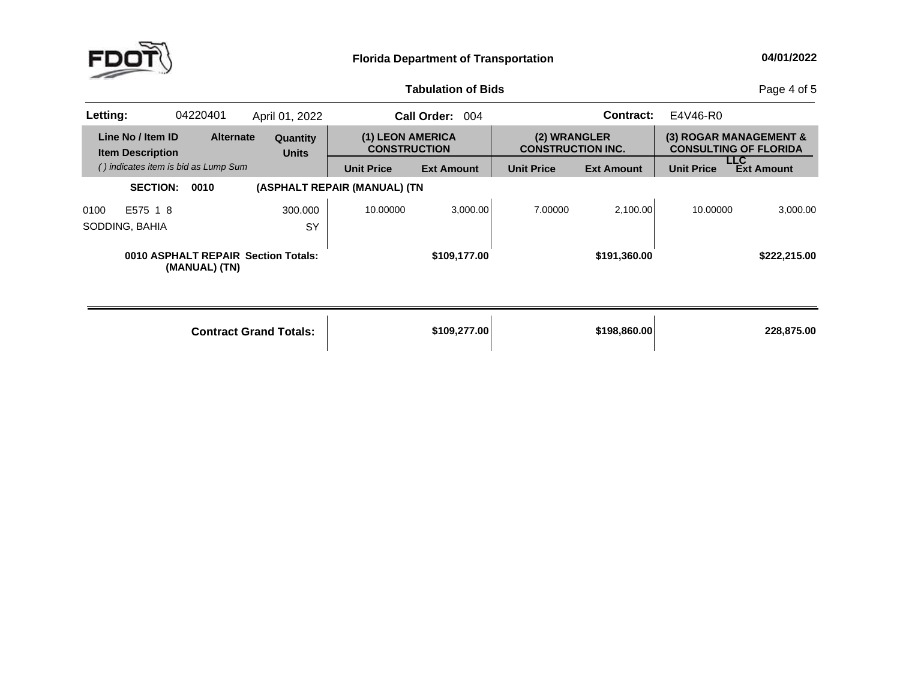**Florida Department of Transportation** 04/01/2022

**Tabulation of Bids**

| **Letting:** | 04220401 | April 01, 2022 | **Call Order:** 004 | **Contract:** | E4V46-R0 |
|---|---|---|---|---|---|

| Line No / Item ID | Item Description | Alternate | Quantity Units | (1) LEON AMERICA CONSTRUCTION | | (2) WRANGLER CONSTRUCTION INC. | | (3) ROGAR MANAGEMENT & CONSULTING OF FLORIDA LLC | |
|---|---|---|---|---|---|---|---|---|---|
| *( ) indicates item is bid as Lump Sum* | | | | Unit Price | Ext Amount | Unit Price | Ext Amount | Unit Price | Ext Amount |
| **SECTION: 0010** | **(ASPHALT REPAIR (MANUAL) (TN** | | | | | | | | |
| 0100 E575 1 8 | SODDING, BAHIA | | 300.000 SY | 10.00000 | 3,000.00 | 7.00000 | 2,100.00 | 10.00000 | 3,000.00 |
| **0010 ASPHALT REPAIR (MANUAL) (TN)** | **Section Totals:** | | | | **$109,177.00** | | **$191,360.00** | | **$222,215.00** |
| | **Contract Grand Totals:** | | | | **$109,277.00** | | **$198,860.00** | | **228,875.00** |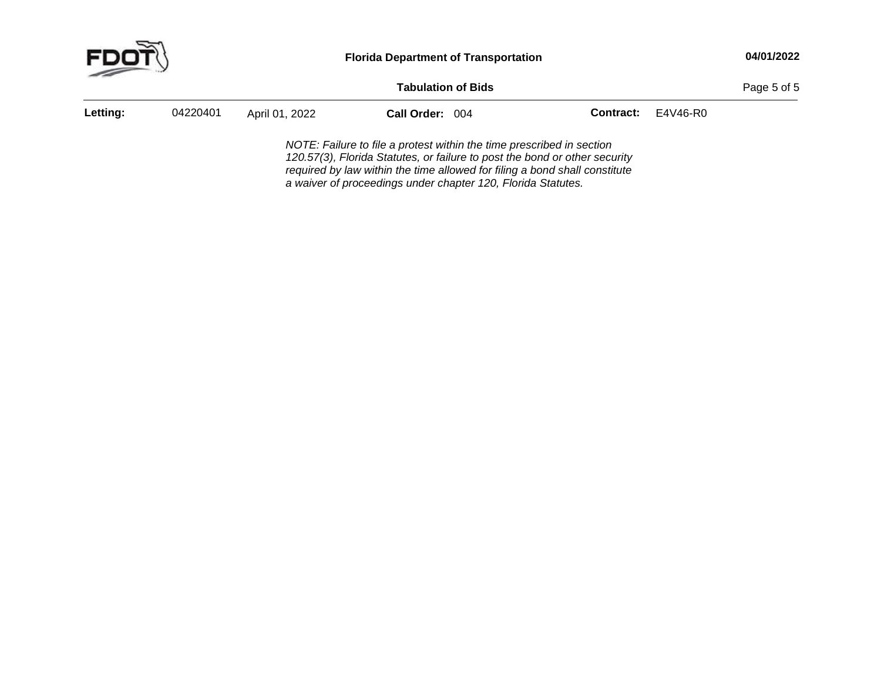**Letting:** 04220401 April 01, 2022 **Call Order:** 004 **Contract:** E4V46-R0

*NOTE: Failure to file a protest within the time prescribed in section 120.57(3), Florida Statutes, or failure to post the bond or other security required by law within the time allowed for filing a bond shall constitute a waiver of proceedings under chapter 120, Florida Statutes.*